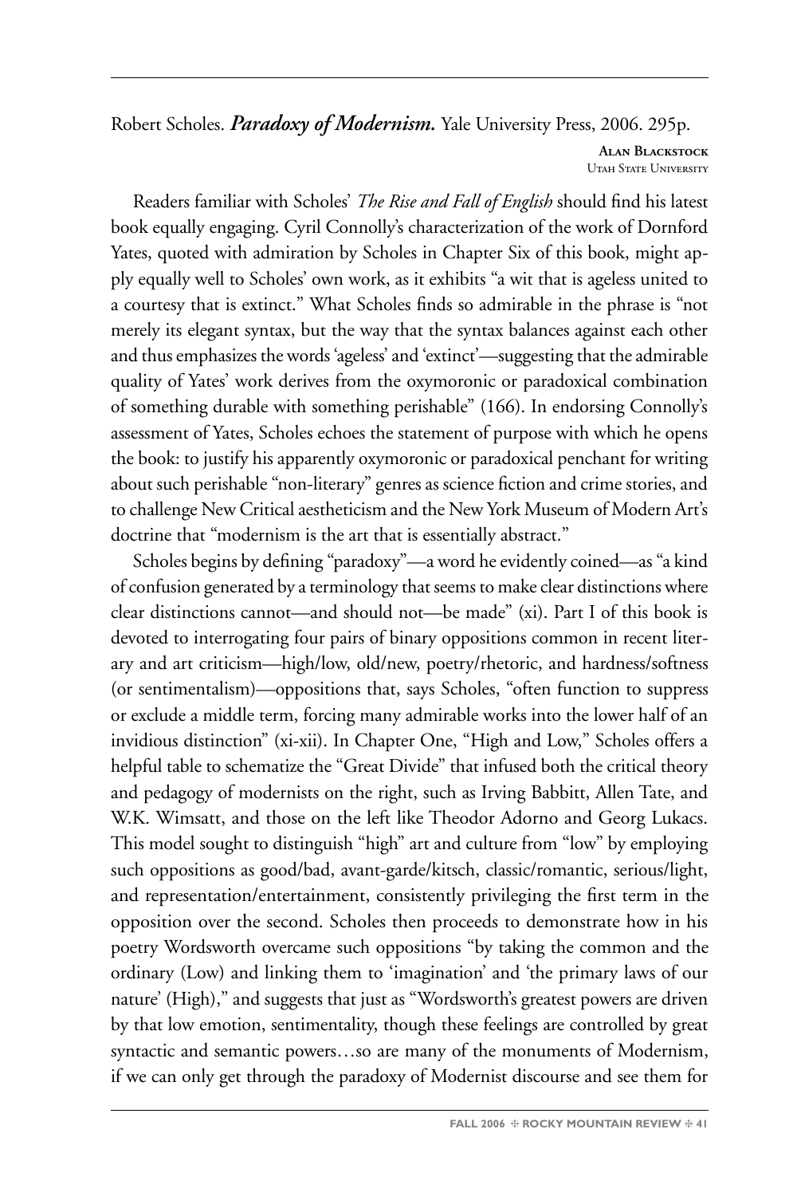Robert Scholes. ***Paradoxy of Modernism.*** Yale University Press, 2006. 295p.

**Alan Blackstock**
Utah State University

Readers familiar with Scholes' *The Rise and Fall of English* should find his latest book equally engaging. Cyril Connolly's characterization of the work of Dornford Yates, quoted with admiration by Scholes in Chapter Six of this book, might apply equally well to Scholes' own work, as it exhibits "a wit that is ageless united to a courtesy that is extinct." What Scholes finds so admirable in the phrase is "not merely its elegant syntax, but the way that the syntax balances against each other and thus emphasizes the words 'ageless' and 'extinct'—suggesting that the admirable quality of Yates' work derives from the oxymoronic or paradoxical combination of something durable with something perishable" (166). In endorsing Connolly's assessment of Yates, Scholes echoes the statement of purpose with which he opens the book: to justify his apparently oxymoronic or paradoxical penchant for writing about such perishable "non-literary" genres as science fiction and crime stories, and to challenge New Critical aestheticism and the New York Museum of Modern Art's doctrine that "modernism is the art that is essentially abstract."

Scholes begins by defining "paradoxy"—a word he evidently coined—as "a kind of confusion generated by a terminology that seems to make clear distinctions where clear distinctions cannot—and should not—be made" (xi). Part I of this book is devoted to interrogating four pairs of binary oppositions common in recent literary and art criticism—high/low, old/new, poetry/rhetoric, and hardness/softness (or sentimentalism)—oppositions that, says Scholes, "often function to suppress or exclude a middle term, forcing many admirable works into the lower half of an invidious distinction" (xi-xii). In Chapter One, "High and Low," Scholes offers a helpful table to schematize the "Great Divide" that infused both the critical theory and pedagogy of modernists on the right, such as Irving Babbitt, Allen Tate, and W.K. Wimsatt, and those on the left like Theodor Adorno and Georg Lukacs. This model sought to distinguish "high" art and culture from "low" by employing such oppositions as good/bad, avant-garde/kitsch, classic/romantic, serious/light, and representation/entertainment, consistently privileging the first term in the opposition over the second. Scholes then proceeds to demonstrate how in his poetry Wordsworth overcame such oppositions "by taking the common and the ordinary (Low) and linking them to 'imagination' and 'the primary laws of our nature' (High)," and suggests that just as "Wordsworth's greatest powers are driven by that low emotion, sentimentality, though these feelings are controlled by great syntactic and semantic powers…so are many of the monuments of Modernism, if we can only get through the paradoxy of Modernist discourse and see them for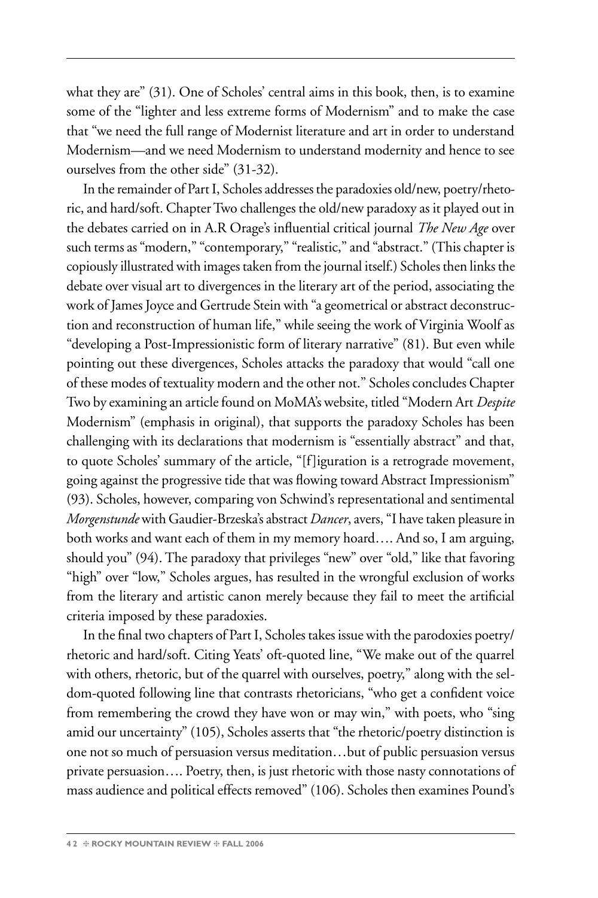what they are" (31). One of Scholes' central aims in this book, then, is to examine some of the "lighter and less extreme forms of Modernism" and to make the case that "we need the full range of Modernist literature and art in order to understand Modernism—and we need Modernism to understand modernity and hence to see ourselves from the other side" (31-32).

In the remainder of Part I, Scholes addresses the paradoxies old/new, poetry/rhetoric, and hard/soft. Chapter Two challenges the old/new paradoxy as it played out in the debates carried on in A.R Orage's influential critical journal *The New Age* over such terms as "modern," "contemporary," "realistic," and "abstract." (This chapter is copiously illustrated with images taken from the journal itself.) Scholes then links the debate over visual art to divergences in the literary art of the period, associating the work of James Joyce and Gertrude Stein with "a geometrical or abstract deconstruction and reconstruction of human life," while seeing the work of Virginia Woolf as "developing a Post-Impressionistic form of literary narrative" (81). But even while pointing out these divergences, Scholes attacks the paradoxy that would "call one of these modes of textuality modern and the other not." Scholes concludes Chapter Two by examining an article found on MoMA's website, titled "Modern Art *Despite* Modernism" (emphasis in original), that supports the paradoxy Scholes has been challenging with its declarations that modernism is "essentially abstract" and that, to quote Scholes' summary of the article, "[f]iguration is a retrograde movement, going against the progressive tide that was flowing toward Abstract Impressionism" (93). Scholes, however, comparing von Schwind's representational and sentimental *Morgenstunde* with Gaudier-Brzeska's abstract *Dancer*, avers, "I have taken pleasure in both works and want each of them in my memory hoard…. And so, I am arguing, should you" (94). The paradoxy that privileges "new" over "old," like that favoring "high" over "low," Scholes argues, has resulted in the wrongful exclusion of works from the literary and artistic canon merely because they fail to meet the artificial criteria imposed by these paradoxies.

In the final two chapters of Part I, Scholes takes issue with the parodoxies poetry/rhetoric and hard/soft. Citing Yeats' oft-quoted line, "We make out of the quarrel with others, rhetoric, but of the quarrel with ourselves, poetry," along with the seldom-quoted following line that contrasts rhetoricians, "who get a confident voice from remembering the crowd they have won or may win," with poets, who "sing amid our uncertainty" (105), Scholes asserts that "the rhetoric/poetry distinction is one not so much of persuasion versus meditation…but of public persuasion versus private persuasion…. Poetry, then, is just rhetoric with those nasty connotations of mass audience and political effects removed" (106). Scholes then examines Pound's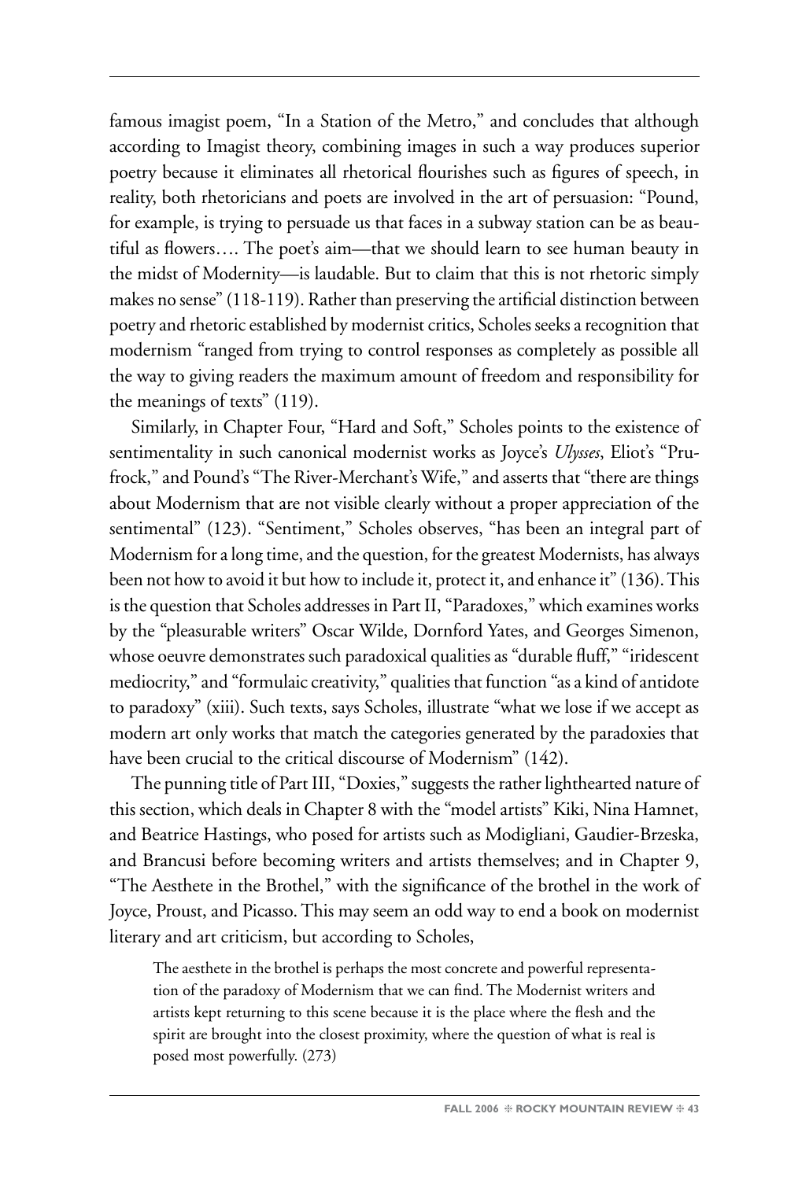famous imagist poem, "In a Station of the Metro," and concludes that although according to Imagist theory, combining images in such a way produces superior poetry because it eliminates all rhetorical flourishes such as figures of speech, in reality, both rhetoricians and poets are involved in the art of persuasion: "Pound, for example, is trying to persuade us that faces in a subway station can be as beautiful as flowers.... The poet's aim—that we should learn to see human beauty in the midst of Modernity—is laudable. But to claim that this is not rhetoric simply makes no sense" (118-119). Rather than preserving the artificial distinction between poetry and rhetoric established by modernist critics, Scholes seeks a recognition that modernism "ranged from trying to control responses as completely as possible all the way to giving readers the maximum amount of freedom and responsibility for the meanings of texts" (119).

Similarly, in Chapter Four, "Hard and Soft," Scholes points to the existence of sentimentality in such canonical modernist works as Joyce's *Ulysses*, Eliot's "Prufrock," and Pound's "The River-Merchant's Wife," and asserts that "there are things about Modernism that are not visible clearly without a proper appreciation of the sentimental" (123). "Sentiment," Scholes observes, "has been an integral part of Modernism for a long time, and the question, for the greatest Modernists, has always been not how to avoid it but how to include it, protect it, and enhance it" (136). This is the question that Scholes addresses in Part II, "Paradoxes," which examines works by the "pleasurable writers" Oscar Wilde, Dornford Yates, and Georges Simenon, whose oeuvre demonstrates such paradoxical qualities as "durable fluff," "iridescent mediocrity," and "formulaic creativity," qualities that function "as a kind of antidote to paradoxy" (xiii). Such texts, says Scholes, illustrate "what we lose if we accept as modern art only works that match the categories generated by the paradoxies that have been crucial to the critical discourse of Modernism" (142).

The punning title of Part III, "Doxies," suggests the rather lighthearted nature of this section, which deals in Chapter 8 with the "model artists" Kiki, Nina Hamnet, and Beatrice Hastings, who posed for artists such as Modigliani, Gaudier-Brzeska, and Brancusi before becoming writers and artists themselves; and in Chapter 9, "The Aesthete in the Brothel," with the significance of the brothel in the work of Joyce, Proust, and Picasso. This may seem an odd way to end a book on modernist literary and art criticism, but according to Scholes,

> The aesthete in the brothel is perhaps the most concrete and powerful representation of the paradoxy of Modernism that we can find. The Modernist writers and artists kept returning to this scene because it is the place where the flesh and the spirit are brought into the closest proximity, where the question of what is real is posed most powerfully. (273)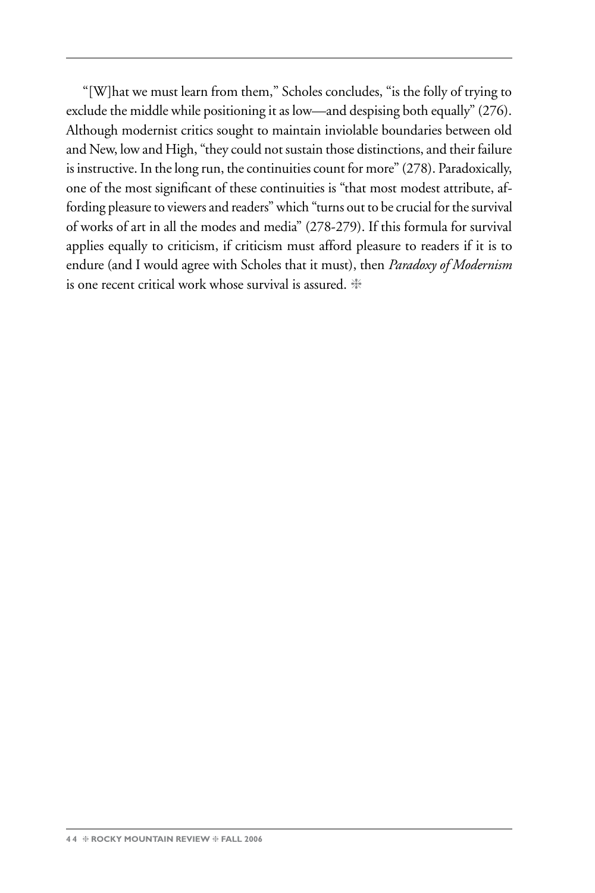"[W]hat we must learn from them," Scholes concludes, "is the folly of trying to exclude the middle while positioning it as low—and despising both equally" (276). Although modernist critics sought to maintain inviolable boundaries between old and New, low and High, "they could not sustain those distinctions, and their failure is instructive. In the long run, the continuities count for more" (278). Paradoxically, one of the most significant of these continuities is "that most modest attribute, affording pleasure to viewers and readers" which "turns out to be crucial for the survival of works of art in all the modes and media" (278-279). If this formula for survival applies equally to criticism, if criticism must afford pleasure to readers if it is to endure (and I would agree with Scholes that it must), then *Paradoxy of Modernism* is one recent critical work whose survival is assured. ❈